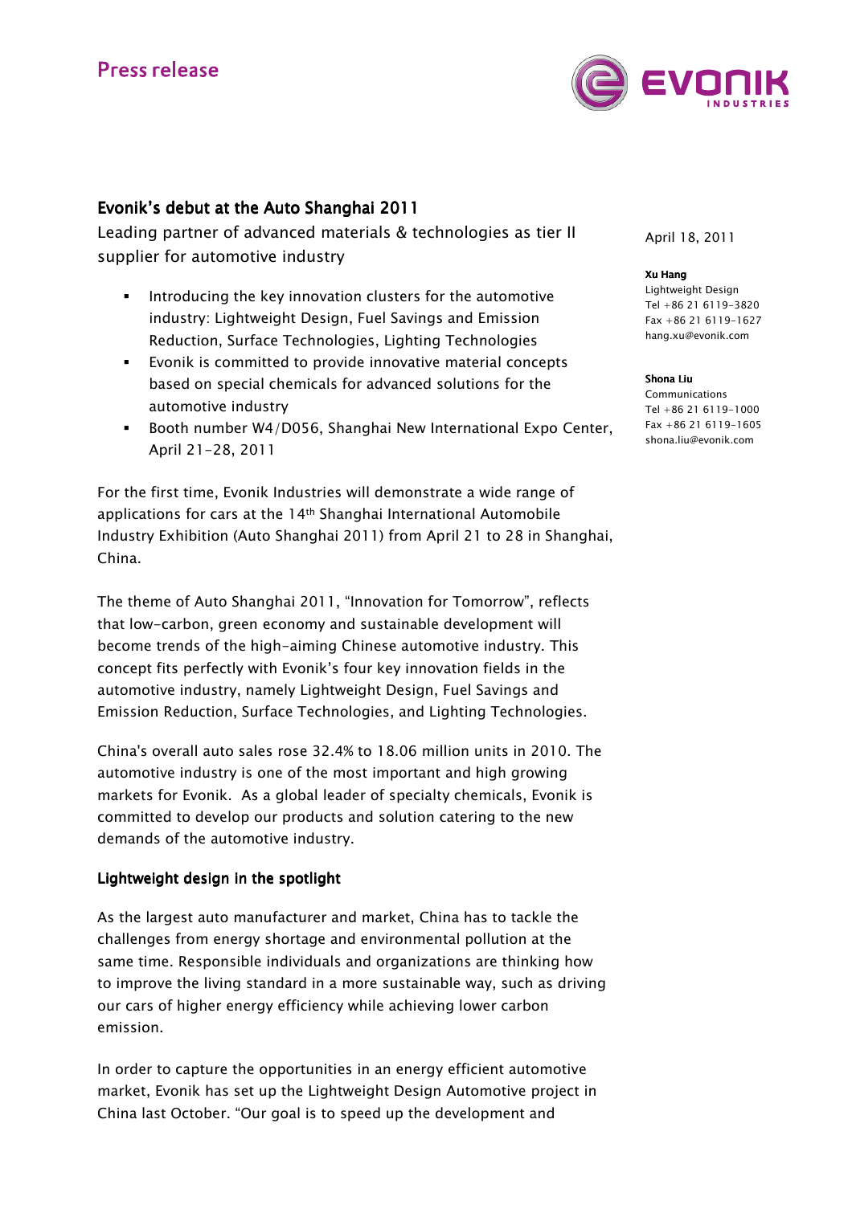Press release

# Evonik's debut at the Auto Shanghai 2011

Leading partner of advanced materials & technologies as tier II supplier for automotive industry

April 18, 2011

**Xu Hang**
Lightweight Design
Tel +86 21 6119-3820
Fax +86 21 6119-1627
hang.xu@evonik.com

**Shona Liu**
Communications
Tel +86 21 6119-1000
Fax +86 21 6119-1605
shona.liu@evonik.com

- Introducing the key innovation clusters for the automotive industry: Lightweight Design, Fuel Savings and Emission Reduction, Surface Technologies, Lighting Technologies
- Evonik is committed to provide innovative material concepts based on special chemicals for advanced solutions for the automotive industry
- Booth number W4/D056, Shanghai New International Expo Center, April 21-28, 2011

For the first time, Evonik Industries will demonstrate a wide range of applications for cars at the 14th Shanghai International Automobile Industry Exhibition (Auto Shanghai 2011) from April 21 to 28 in Shanghai, China.

The theme of Auto Shanghai 2011, "Innovation for Tomorrow", reflects that low-carbon, green economy and sustainable development will become trends of the high-aiming Chinese automotive industry. This concept fits perfectly with Evonik's four key innovation fields in the automotive industry, namely Lightweight Design, Fuel Savings and Emission Reduction, Surface Technologies, and Lighting Technologies.

China's overall auto sales rose 32.4% to 18.06 million units in 2010. The automotive industry is one of the most important and high growing markets for Evonik. As a global leader of specialty chemicals, Evonik is committed to develop our products and solution catering to the new demands of the automotive industry.

## Lightweight design in the spotlight

As the largest auto manufacturer and market, China has to tackle the challenges from energy shortage and environmental pollution at the same time. Responsible individuals and organizations are thinking how to improve the living standard in a more sustainable way, such as driving our cars of higher energy efficiency while achieving lower carbon emission.

In order to capture the opportunities in an energy efficient automotive market, Evonik has set up the Lightweight Design Automotive project in China last October. "Our goal is to speed up the development and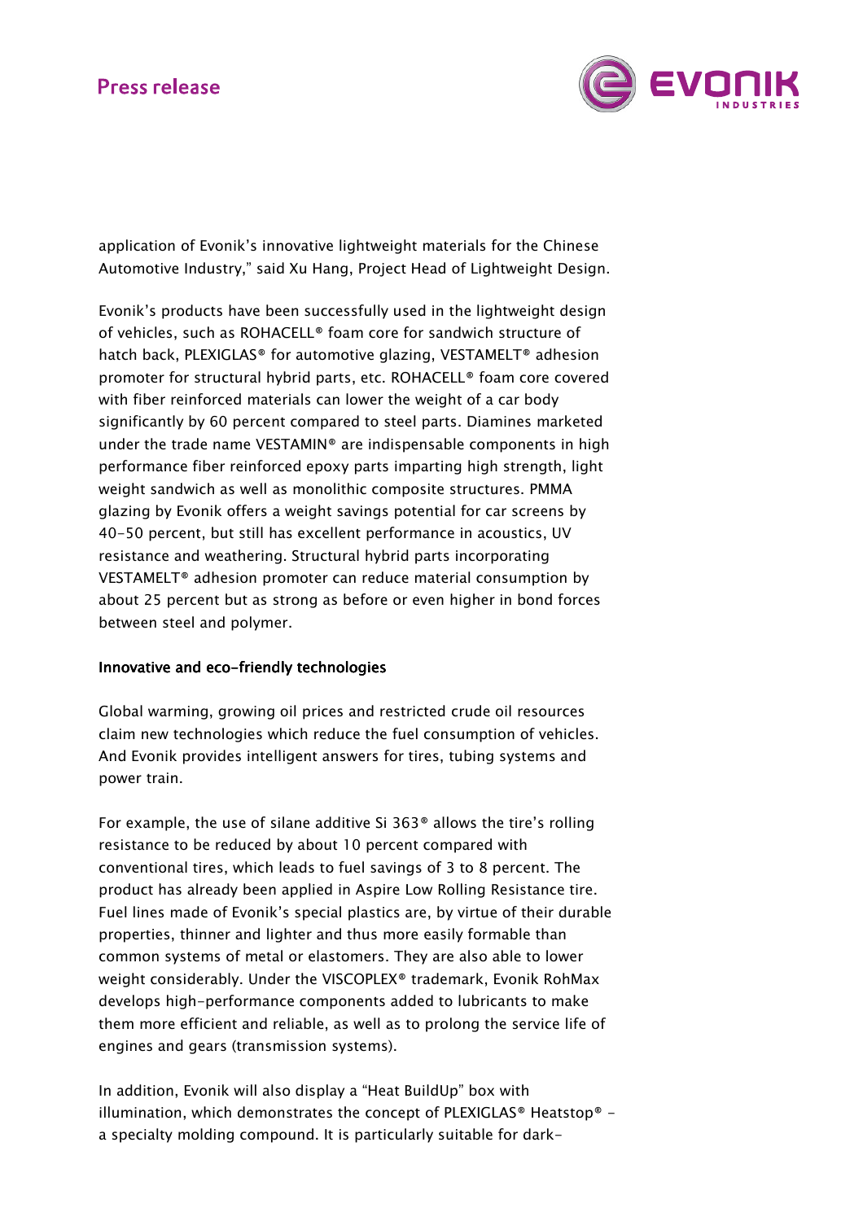application of Evonik's innovative lightweight materials for the Chinese Automotive Industry," said Xu Hang, Project Head of Lightweight Design.

Evonik's products have been successfully used in the lightweight design of vehicles, such as ROHACELL® foam core for sandwich structure of hatch back, PLEXIGLAS® for automotive glazing, VESTAMELT® adhesion promoter for structural hybrid parts, etc. ROHACELL® foam core covered with fiber reinforced materials can lower the weight of a car body significantly by 60 percent compared to steel parts. Diamines marketed under the trade name VESTAMIN® are indispensable components in high performance fiber reinforced epoxy parts imparting high strength, light weight sandwich as well as monolithic composite structures. PMMA glazing by Evonik offers a weight savings potential for car screens by 40-50 percent, but still has excellent performance in acoustics, UV resistance and weathering. Structural hybrid parts incorporating VESTAMELT® adhesion promoter can reduce material consumption by about 25 percent but as strong as before or even higher in bond forces between steel and polymer.

## Innovative and eco-friendly technologies

Global warming, growing oil prices and restricted crude oil resources claim new technologies which reduce the fuel consumption of vehicles. And Evonik provides intelligent answers for tires, tubing systems and power train.

For example, the use of silane additive Si 363® allows the tire's rolling resistance to be reduced by about 10 percent compared with conventional tires, which leads to fuel savings of 3 to 8 percent. The product has already been applied in Aspire Low Rolling Resistance tire. Fuel lines made of Evonik's special plastics are, by virtue of their durable properties, thinner and lighter and thus more easily formable than common systems of metal or elastomers. They are also able to lower weight considerably. Under the VISCOPLEX® trademark, Evonik RohMax develops high-performance components added to lubricants to make them more efficient and reliable, as well as to prolong the service life of engines and gears (transmission systems).

In addition, Evonik will also display a "Heat BuildUp" box with illumination, which demonstrates the concept of PLEXIGLAS® Heatstop® - a specialty molding compound. It is particularly suitable for dark-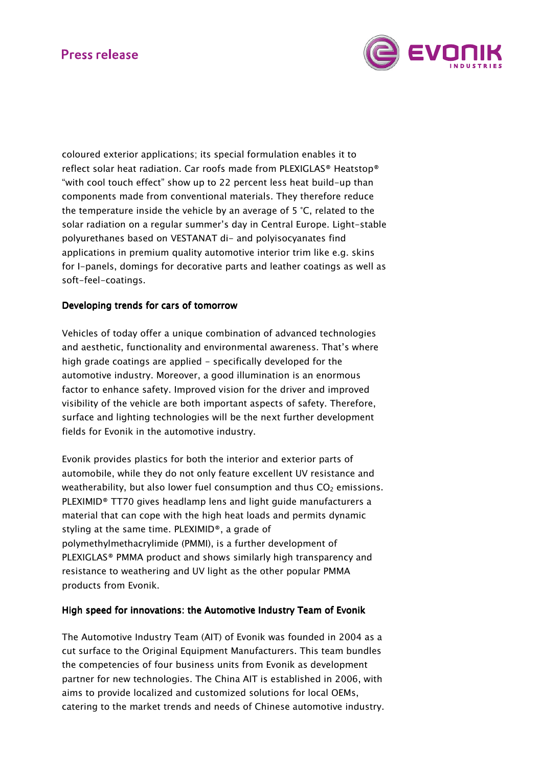coloured exterior applications; its special formulation enables it to reflect solar heat radiation. Car roofs made from PLEXIGLAS® Heatstop® "with cool touch effect" show up to 22 percent less heat build-up than components made from conventional materials. They therefore reduce the temperature inside the vehicle by an average of 5 °C, related to the solar radiation on a regular summer's day in Central Europe. Light-stable polyurethanes based on VESTANAT di- and polyisocyanates find applications in premium quality automotive interior trim like e.g. skins for I-panels, domings for decorative parts and leather coatings as well as soft-feel-coatings.

**Developing trends for cars of tomorrow**

Vehicles of today offer a unique combination of advanced technologies and aesthetic, functionality and environmental awareness. That's where high grade coatings are applied - specifically developed for the automotive industry. Moreover, a good illumination is an enormous factor to enhance safety. Improved vision for the driver and improved visibility of the vehicle are both important aspects of safety. Therefore, surface and lighting technologies will be the next further development fields for Evonik in the automotive industry.

Evonik provides plastics for both the interior and exterior parts of automobile, while they do not only feature excellent UV resistance and weatherability, but also lower fuel consumption and thus $CO_2$ emissions. PLEXIMID® TT70 gives headlamp lens and light guide manufacturers a material that can cope with the high heat loads and permits dynamic styling at the same time. PLEXIMID®, a grade of polymethylmethacrylimide (PMMI), is a further development of PLEXIGLAS® PMMA product and shows similarly high transparency and resistance to weathering and UV light as the other popular PMMA products from Evonik.

**High speed for innovations: the Automotive Industry Team of Evonik**

The Automotive Industry Team (AIT) of Evonik was founded in 2004 as a cut surface to the Original Equipment Manufacturers. This team bundles the competencies of four business units from Evonik as development partner for new technologies. The China AIT is established in 2006, with aims to provide localized and customized solutions for local OEMs, catering to the market trends and needs of Chinese automotive industry.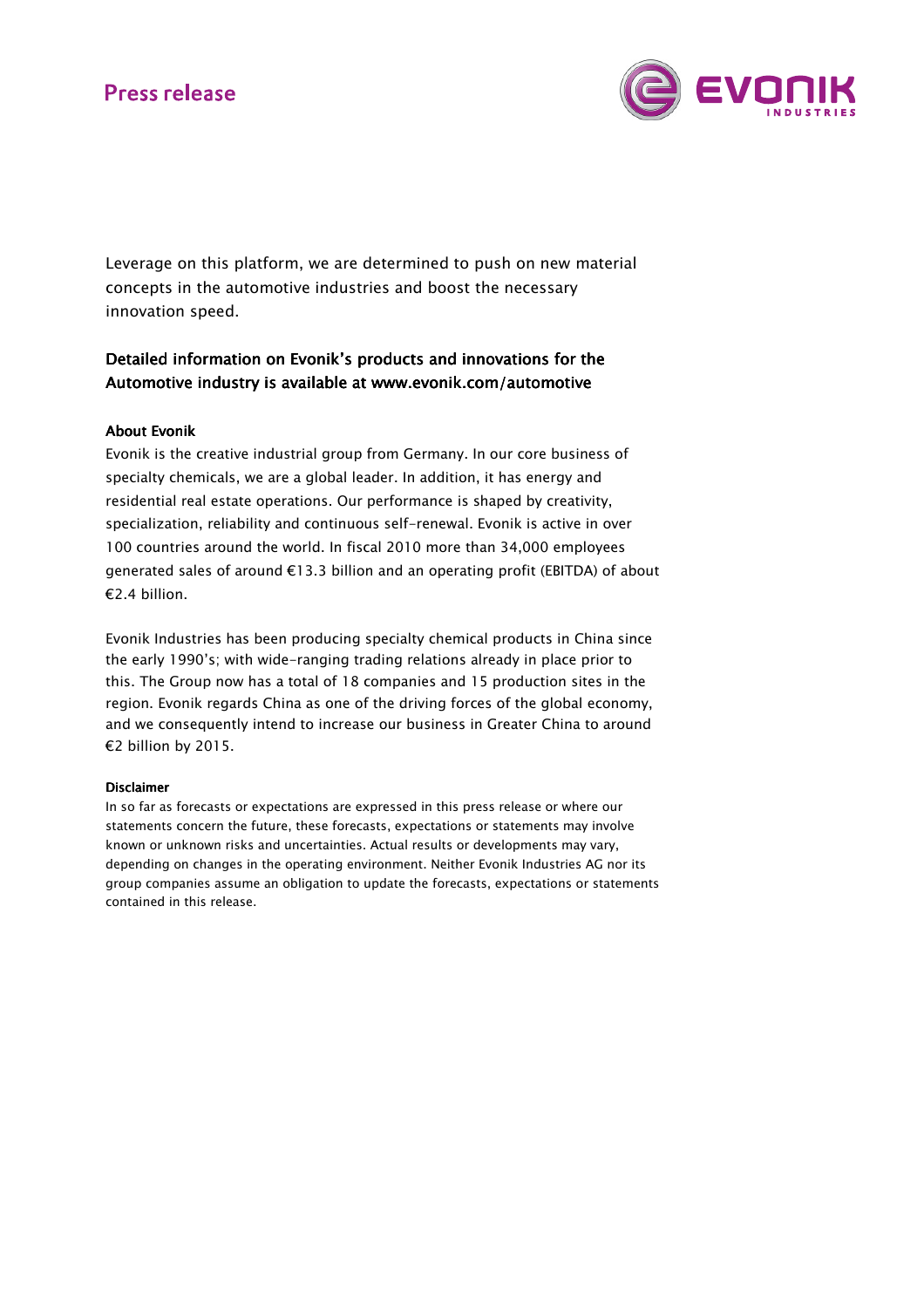Leverage on this platform, we are determined to push on new material concepts in the automotive industries and boost the necessary innovation speed.

**Detailed information on Evonik's products and innovations for the Automotive industry is available at www.evonik.com/automotive**

**About Evonik**

Evonik is the creative industrial group from Germany. In our core business of specialty chemicals, we are a global leader. In addition, it has energy and residential real estate operations. Our performance is shaped by creativity, specialization, reliability and continuous self-renewal. Evonik is active in over 100 countries around the world. In fiscal 2010 more than 34,000 employees generated sales of around €13.3 billion and an operating profit (EBITDA) of about €2.4 billion.

Evonik Industries has been producing specialty chemical products in China since the early 1990's; with wide-ranging trading relations already in place prior to this. The Group now has a total of 18 companies and 15 production sites in the region. Evonik regards China as one of the driving forces of the global economy, and we consequently intend to increase our business in Greater China to around €2 billion by 2015.

**Disclaimer**

In so far as forecasts or expectations are expressed in this press release or where our statements concern the future, these forecasts, expectations or statements may involve known or unknown risks and uncertainties. Actual results or developments may vary, depending on changes in the operating environment. Neither Evonik Industries AG nor its group companies assume an obligation to update the forecasts, expectations or statements contained in this release.